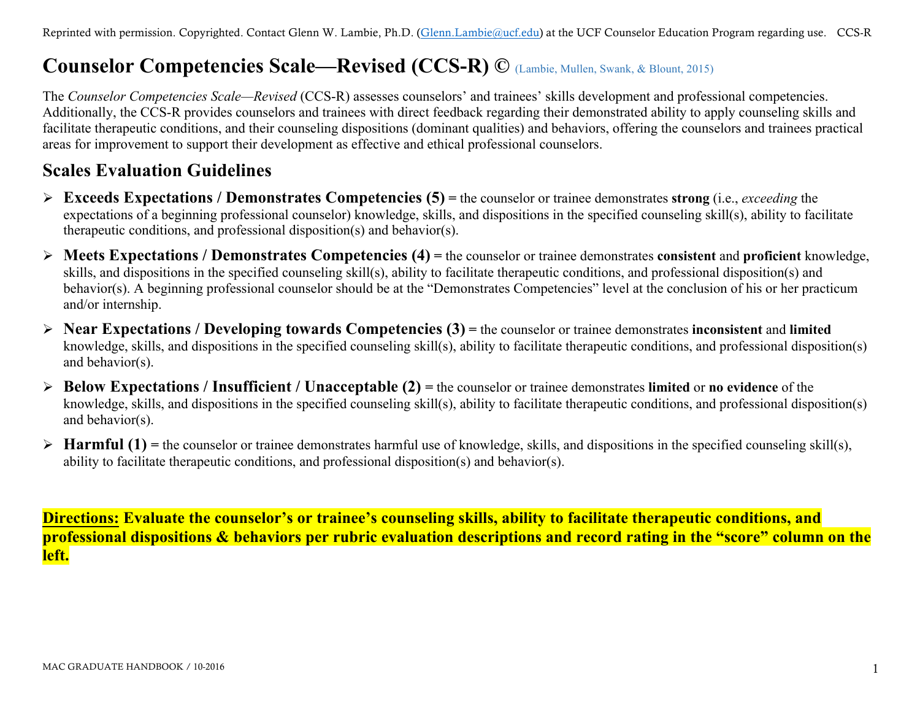Reprinted with permission. Copyrighted. Contact Glenn W. Lambie, Ph.D. (Glenn.Lambie@ucf.edu) at the UCF Counselor Education Program regarding use. CCS-R

# Counselor Competencies Scale—Revised (CCS-R) © (Lambie, Mullen, Swank, & Blount, 2015)

The *Counselor Competencies Scale—Revised* (CCS-R) assesses counselors' and trainees' skills development and professional competencies. Additionally, the CCS-R provides counselors and trainees with direct feedback regarding their demonstrated ability to apply counseling skills and facilitate therapeutic conditions, and their counseling dispositions (dominant qualities) and behaviors, offering the counselors and trainees practical areas for improvement to support their development as effective and ethical professional counselors.

## Scales Evaluation Guidelines

- **Exceeds Expectations / Demonstrates Competencies (5)** = the counselor or trainee demonstrates **strong** (i.e., *exceeding* the expectations of a beginning professional counselor) knowledge, skills, and dispositions in the specified counseling skill(s), ability to facilitate therapeutic conditions, and professional disposition(s) and behavior(s).
- **Meets Expectations / Demonstrates Competencies (4)** = the counselor or trainee demonstrates **consistent** and **proficient** knowledge, skills, and dispositions in the specified counseling skill(s), ability to facilitate therapeutic conditions, and professional disposition(s) and behavior(s). A beginning professional counselor should be at the "Demonstrates Competencies" level at the conclusion of his or her practicum and/or internship.
- **Near Expectations / Developing towards Competencies (3)** = the counselor or trainee demonstrates **inconsistent** and **limited** knowledge, skills, and dispositions in the specified counseling skill(s), ability to facilitate therapeutic conditions, and professional disposition(s) and behavior(s).
- **Below Expectations / Insufficient / Unacceptable (2)** = the counselor or trainee demonstrates **limited** or **no evidence** of the knowledge, skills, and dispositions in the specified counseling skill(s), ability to facilitate therapeutic conditions, and professional disposition(s) and behavior(s).
- **Harmful (1)** = the counselor or trainee demonstrates harmful use of knowledge, skills, and dispositions in the specified counseling skill(s), ability to facilitate therapeutic conditions, and professional disposition(s) and behavior(s).

**Directions: Evaluate the counselor's or trainee's counseling skills, ability to facilitate therapeutic conditions, and professional dispositions & behaviors per rubric evaluation descriptions and record rating in the "score" column on the left.**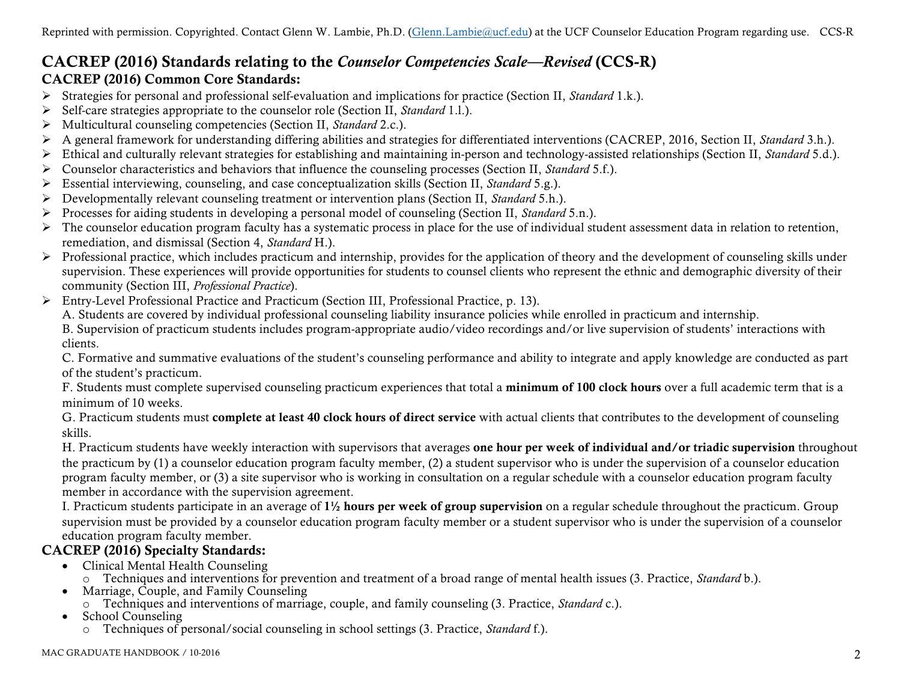Reprinted with permission. Copyrighted. Contact Glenn W. Lambie, Ph.D. (Glenn.Lambie@ucf.edu) at the UCF Counselor Education Program regarding use.

## CACREP (2016) Standards relating to the *Counselor Competencies Scale—Revised* (CCS-R)

### CACREP (2016) Common Core Standards:

- Strategies for personal and professional self-evaluation and implications for practice (Section II, *Standard* 1.k.).
- Self-care strategies appropriate to the counselor role (Section II, *Standard* 1.l.).
- Multicultural counseling competencies (Section II, *Standard* 2.c.).
- A general framework for understanding differing abilities and strategies for differentiated interventions (CACREP, 2016, Section II, *Standard* 3.h.).
- Ethical and culturally relevant strategies for establishing and maintaining in-person and technology-assisted relationships (Section II, *Standard* 5.d.).
- Counselor characteristics and behaviors that influence the counseling processes (Section II, *Standard* 5.f.).
- Essential interviewing, counseling, and case conceptualization skills (Section II, *Standard* 5.g.).
- Developmentally relevant counseling treatment or intervention plans (Section II, *Standard* 5.h.).
- Processes for aiding students in developing a personal model of counseling (Section II, *Standard* 5.n.).
- The counselor education program faculty has a systematic process in place for the use of individual student assessment data in relation to retention, remediation, and dismissal (Section 4, *Standard* H.).
- Professional practice, which includes practicum and internship, provides for the application of theory and the development of counseling skills under supervision. These experiences will provide opportunities for students to counsel clients who represent the ethnic and demographic diversity of their community (Section III, *Professional Practice*).
- Entry-Level Professional Practice and Practicum (Section III, Professional Practice, p. 13).

  A. Students are covered by individual professional counseling liability insurance policies while enrolled in practicum and internship.

  B. Supervision of practicum students includes program-appropriate audio/video recordings and/or live supervision of students' interactions with clients.

  C. Formative and summative evaluations of the student's counseling performance and ability to integrate and apply knowledge are conducted as part of the student's practicum.

  F. Students must complete supervised counseling practicum experiences that total a **minimum of 100 clock hours** over a full academic term that is a minimum of 10 weeks.

  G. Practicum students must **complete at least 40 clock hours of direct service** with actual clients that contributes to the development of counseling skills.

  H. Practicum students have weekly interaction with supervisors that averages **one hour per week of individual and/or triadic supervision** throughout the practicum by (1) a counselor education program faculty member, (2) a student supervisor who is under the supervision of a counselor education program faculty member, or (3) a site supervisor who is working in consultation on a regular schedule with a counselor education program faculty member in accordance with the supervision agreement.

  I. Practicum students participate in an average of **1½ hours per week of group supervision** on a regular schedule throughout the practicum. Group supervision must be provided by a counselor education program faculty member or a student supervisor who is under the supervision of a counselor education program faculty member.

### CACREP (2016) Specialty Standards:

- Clinical Mental Health Counseling
  - Techniques and interventions for prevention and treatment of a broad range of mental health issues (3. Practice, *Standard* b.).
- Marriage, Couple, and Family Counseling
  - Techniques and interventions of marriage, couple, and family counseling (3. Practice, *Standard* c.).
- School Counseling
  - Techniques of personal/social counseling in school settings (3. Practice, *Standard* f.).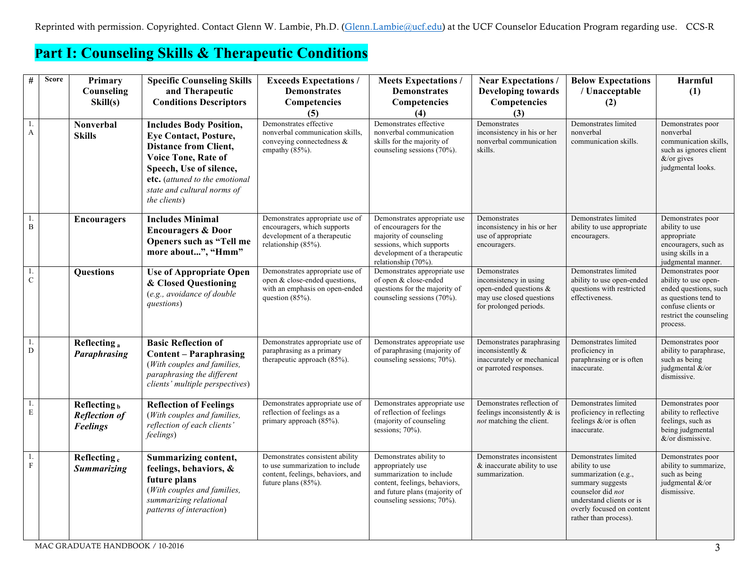Reprinted with permission. Copyrighted. Contact Glenn W. Lambie, Ph.D. (Glenn.Lambie@ucf.edu) at the UCF Counselor Education Program regarding use. CCS-R

# Part I: Counseling Skills & Therapeutic Conditions

| # | Score | Primary Counseling Skill(s) | Specific Counseling Skills and Therapeutic Conditions Descriptors | Exceeds Expectations / Demonstrates Competencies (5) | Meets Expectations / Demonstrates Competencies (4) | Near Expectations / Developing towards Competencies (3) | Below Expectations / Unacceptable (2) | Harmful (1) |
|---|---|---|---|---|---|---|---|---|
| 1. A | | **Nonverbal Skills** | **Includes Body Position, Eye Contact, Posture, Distance from Client, Voice Tone, Rate of Speech, Use of silence, etc.** (*attuned to the emotional state and cultural norms of the clients*) | Demonstrates effective nonverbal communication skills, conveying connectedness & empathy (85%). | Demonstrates effective nonverbal communication skills for the majority of counseling sessions (70%). | Demonstrates inconsistency in his or her nonverbal communication skills. | Demonstrates limited nonverbal communication skills. | Demonstrates poor nonverbal communication skills, such as ignores client &/or gives judgmental looks. |
| 1. B | | **Encouragers** | **Includes Minimal Encouragers & Door Openers such as "Tell me more about...", "Hmm"** | Demonstrates appropriate use of encouragers, which supports development of a therapeutic relationship (85%). | Demonstrates appropriate use of encouragers for the majority of counseling sessions, which supports development of a therapeutic relationship (70%). | Demonstrates inconsistency in his or her use of appropriate encouragers. | Demonstrates limited ability to use appropriate encouragers. | Demonstrates poor ability to use appropriate encouragers, such as using skills in a judgmental manner. |
| 1. C | | **Questions** | **Use of Appropriate Open & Closed Questioning** (*e.g., avoidance of double questions*) | Demonstrates appropriate use of open & close-ended questions, with an emphasis on open-ended question (85%). | Demonstrates appropriate use of open & close-ended questions for the majority of counseling sessions (70%). | Demonstrates inconsistency in using open-ended questions & may use closed questions for prolonged periods. | Demonstrates limited ability to use open-ended questions with restricted effectiveness. | Demonstrates poor ability to use open-ended questions, such as questions tend to confuse clients or restrict the counseling process. |
| 1. D | | **Reflecting** $_a$ ***Paraphrasing*** | **Basic Reflection of Content – Paraphrasing** (*With couples and families, paraphrasing the different clients' multiple perspectives*) | Demonstrates appropriate use of paraphrasing as a primary therapeutic approach (85%). | Demonstrates appropriate use of paraphrasing (majority of counseling sessions; 70%). | Demonstrates paraphrasing inconsistently & inaccurately or mechanical or parroted responses. | Demonstrates limited proficiency in paraphrasing or is often inaccurate. | Demonstrates poor ability to paraphrase, such as being judgmental &/or dismissive. |
| 1. E | | **Reflecting** $_b$ ***Reflection of Feelings*** | **Reflection of Feelings** (*With couples and families, reflection of each clients' feelings*) | Demonstrates appropriate use of reflection of feelings as a primary approach (85%). | Demonstrates appropriate use of reflection of feelings (majority of counseling sessions; 70%). | Demonstrates reflection of feelings inconsistently & is *not* matching the client. | Demonstrates limited proficiency in reflecting feelings &/or is often inaccurate. | Demonstrates poor ability to reflective feelings, such as being judgmental &/or dismissive. |
| 1. F | | **Reflecting** $_c$ ***Summarizing*** | **Summarizing content, feelings, behaviors, & future plans** (*With couples and families, summarizing relational patterns of interaction*) | Demonstrates consistent ability to use summarization to include content, feelings, behaviors, and future plans (85%). | Demonstrates ability to appropriately use summarization to include content, feelings, behaviors, and future plans (majority of counseling sessions; 70%). | Demonstrates inconsistent & inaccurate ability to use summarization. | Demonstrates limited ability to use summarization (e.g., summary suggests counselor did *not* understand clients or is overly focused on content rather than process). | Demonstrates poor ability to summarize, such as being judgmental &/or dismissive. |

MAC GRADUATE HANDBOOK / 10-2016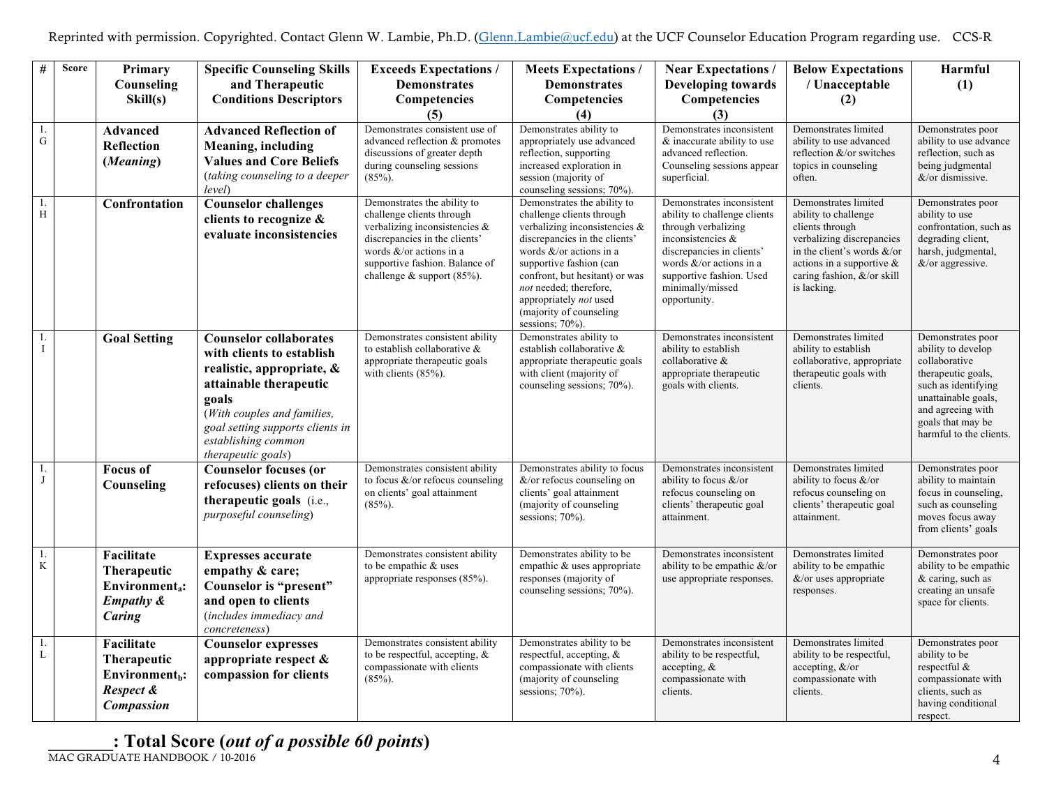| # | Score | Primary Counseling Skill(s) | Specific Counseling Skills and Therapeutic Conditions Descriptors | Exceeds Expectations / Demonstrates Competencies (5) | Meets Expectations / Demonstrates Competencies (4) | Near Expectations / Developing towards Competencies (3) | Below Expectations / Unacceptable (2) | Harmful (1) |
|---|---|---|---|---|---|---|---|---|
| 1. G | | **Advanced Reflection (*Meaning*)** | **Advanced Reflection of Meaning, including Values and Core Beliefs** (*taking counseling to a deeper level*) | Demonstrates consistent use of advanced reflection & promotes discussions of greater depth during counseling sessions (85%). | Demonstrates ability to appropriately use advanced reflection, supporting increased exploration in session (majority of counseling sessions; 70%). | Demonstrates inconsistent & inaccurate ability to use advanced reflection. Counseling sessions appear superficial. | Demonstrates limited ability to use advanced reflection &/or switches topics in counseling often. | Demonstrates poor ability to use advance reflection, such as being judgmental &/or dismissive. |
| 1. H | | **Confrontation** | **Counselor challenges clients to recognize & evaluate inconsistencies** | Demonstrates the ability to challenge clients through verbalizing inconsistencies & discrepancies in the clients' words &/or actions in a supportive fashion. Balance of challenge & support (85%). | Demonstrates the ability to challenge clients through verbalizing inconsistencies & discrepancies in the clients' words &/or actions in a supportive fashion (can confront, but hesitant) or was *not* needed; therefore, appropriately *not* used (majority of counseling sessions; 70%). | Demonstrates inconsistent ability to challenge clients through verbalizing inconsistencies & discrepancies in clients' words &/or actions in a supportive fashion. Used minimally/missed opportunity. | Demonstrates limited ability to challenge clients through verbalizing discrepancies in the client's words &/or actions in a supportive & caring fashion, &/or skill is lacking. | Demonstrates poor ability to use confrontation, such as degrading client, harsh, judgmental, &/or aggressive. |
| 1. I | | **Goal Setting** | **Counselor collaborates with clients to establish realistic, appropriate, & attainable therapeutic goals** (*With couples and families, goal setting supports clients in establishing common therapeutic goals*) | Demonstrates consistent ability to establish collaborative & appropriate therapeutic goals with clients (85%). | Demonstrates ability to establish collaborative & appropriate therapeutic goals with client (majority of counseling sessions; 70%). | Demonstrates inconsistent ability to establish collaborative & appropriate therapeutic goals with clients. | Demonstrates limited ability to establish collaborative, appropriate therapeutic goals with clients. | Demonstrates poor ability to develop collaborative therapeutic goals, such as identifying unattainable goals, and agreeing with goals that may be harmful to the clients. |
| 1. J | | **Focus of Counseling** | **Counselor focuses (or refocuses) clients on their therapeutic goals** (i.e., *purposeful counseling*) | Demonstrates consistent ability to focus &/or refocus counseling on clients' goal attainment (85%). | Demonstrates ability to focus &/or refocus counseling on clients' goal attainment (majority of counseling sessions; 70%). | Demonstrates inconsistent ability to focus &/or refocus counseling on clients' therapeutic goal attainment. | Demonstrates limited ability to focus &/or refocus counseling on clients' therapeutic goal attainment. | Demonstrates poor ability to maintain focus in counseling, such as counseling moves focus away from clients' goals |
| 1. K | | **Facilitate Therapeutic Environment$_a$: *Empathy & Caring*** | **Expresses accurate empathy & care; Counselor is "present" and open to clients** (*includes immediacy and concreteness*) | Demonstrates consistent ability to be empathic & uses appropriate responses (85%). | Demonstrates ability to be empathic & uses appropriate responses (majority of counseling sessions; 70%). | Demonstrates inconsistent ability to be empathic &/or use appropriate responses. | Demonstrates limited ability to be empathic &/or uses appropriate responses. | Demonstrates poor ability to be empathic & caring, such as creating an unsafe space for clients. |
| 1. L | | **Facilitate Therapeutic Environment$_b$: *Respect & Compassion*** | **Counselor expresses appropriate respect & compassion for clients** | Demonstrates consistent ability to be respectful, accepting, & compassionate with clients (85%). | Demonstrates ability to be respectful, accepting, & compassionate with clients (majority of counseling sessions; 70%). | Demonstrates inconsistent ability to be respectful, accepting, & compassionate with clients. | Demonstrates limited ability to be respectful, accepting, &/or compassionate with clients. | Demonstrates poor ability to be respectful & compassionate with clients, such as having conditional respect. |

**_______: Total Score (*out of a possible 60 points*)**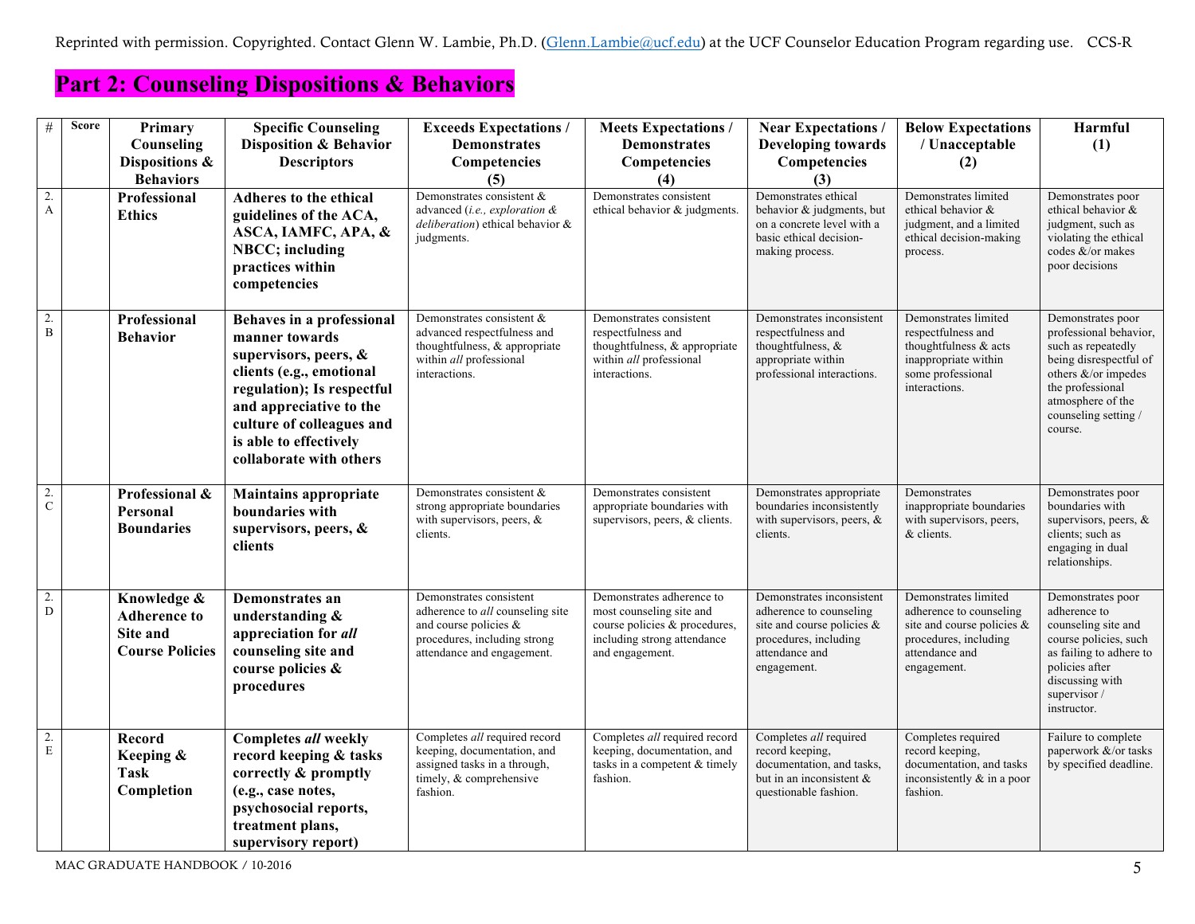Reprinted with permission. Copyrighted. Contact Glenn W. Lambie, Ph.D. (Glenn.Lambie@ucf.edu) at the UCF Counselor Education Program regarding use. CCS-R

# Part 2: Counseling Dispositions & Behaviors

| # | Score | Primary Counseling Dispositions & Behaviors | Specific Counseling Disposition & Behavior Descriptors | Exceeds Expectations / Demonstrates Competencies (5) | Meets Expectations / Demonstrates Competencies (4) | Near Expectations / Developing towards Competencies (3) | Below Expectations / Unacceptable (2) | Harmful (1) |
|---|---|---|---|---|---|---|---|---|
| 2.A | | **Professional Ethics** | **Adheres to the ethical guidelines of the ACA, ASCA, IAMFC, APA, & NBCC; including practices within competencies** | Demonstrates consistent & advanced (*i.e., exploration & deliberation*) ethical behavior & judgments. | Demonstrates consistent ethical behavior & judgments. | Demonstrates ethical behavior & judgments, but on a concrete level with a basic ethical decision-making process. | Demonstrates limited ethical behavior & judgment, and a limited ethical decision-making process. | Demonstrates poor ethical behavior & judgment, such as violating the ethical codes &/or makes poor decisions |
| 2.B | | **Professional Behavior** | **Behaves in a professional manner towards supervisors, peers, & clients (e.g., emotional regulation); Is respectful and appreciative to the culture of colleagues and is able to effectively collaborate with others** | Demonstrates consistent & advanced respectfulness and thoughtfulness, & appropriate within *all* professional interactions. | Demonstrates consistent respectfulness and thoughtfulness, & appropriate within *all* professional interactions. | Demonstrates inconsistent respectfulness and thoughtfulness, & appropriate within professional interactions. | Demonstrates limited respectfulness and thoughtfulness & acts inappropriate within some professional interactions. | Demonstrates poor professional behavior, such as repeatedly being disrespectful of others &/or impedes the professional atmosphere of the counseling setting / course. |
| 2.C | | **Professional & Personal Boundaries** | **Maintains appropriate boundaries with supervisors, peers, & clients** | Demonstrates consistent & strong appropriate boundaries with supervisors, peers, & clients. | Demonstrates consistent appropriate boundaries with supervisors, peers, & clients. | Demonstrates appropriate boundaries inconsistently with supervisors, peers, & clients. | Demonstrates inappropriate boundaries with supervisors, peers, & clients. | Demonstrates poor boundaries with supervisors, peers, & clients; such as engaging in dual relationships. |
| 2.D | | **Knowledge & Adherence to Site and Course Policies** | **Demonstrates an understanding & appreciation for *all* counseling site and course policies & procedures** | Demonstrates consistent adherence to *all* counseling site and course policies & procedures, including strong attendance and engagement. | Demonstrates adherence to most counseling site and course policies & procedures, including strong attendance and engagement. | Demonstrates inconsistent adherence to counseling site and course policies & procedures, including attendance and engagement. | Demonstrates limited adherence to counseling site and course policies & procedures, including attendance and engagement. | Demonstrates poor adherence to counseling site and course policies, such as failing to adhere to policies after discussing with supervisor / instructor. |
| 2.E | | **Record Keeping & Task Completion** | **Completes *all* weekly record keeping & tasks correctly & promptly (e.g., case notes, psychosocial reports, treatment plans, supervisory report)** | Completes *all* required record keeping, documentation, and assigned tasks in a through, timely, & comprehensive fashion. | Completes *all* required record keeping, documentation, and tasks in a competent & timely fashion. | Completes *all* required record keeping, documentation, and tasks, but in an inconsistent & questionable fashion. | Completes required record keeping, documentation, and tasks inconsistently & in a poor fashion. | Failure to complete paperwork &/or tasks by specified deadline. |

MAC GRADUATE HANDBOOK / 10-2016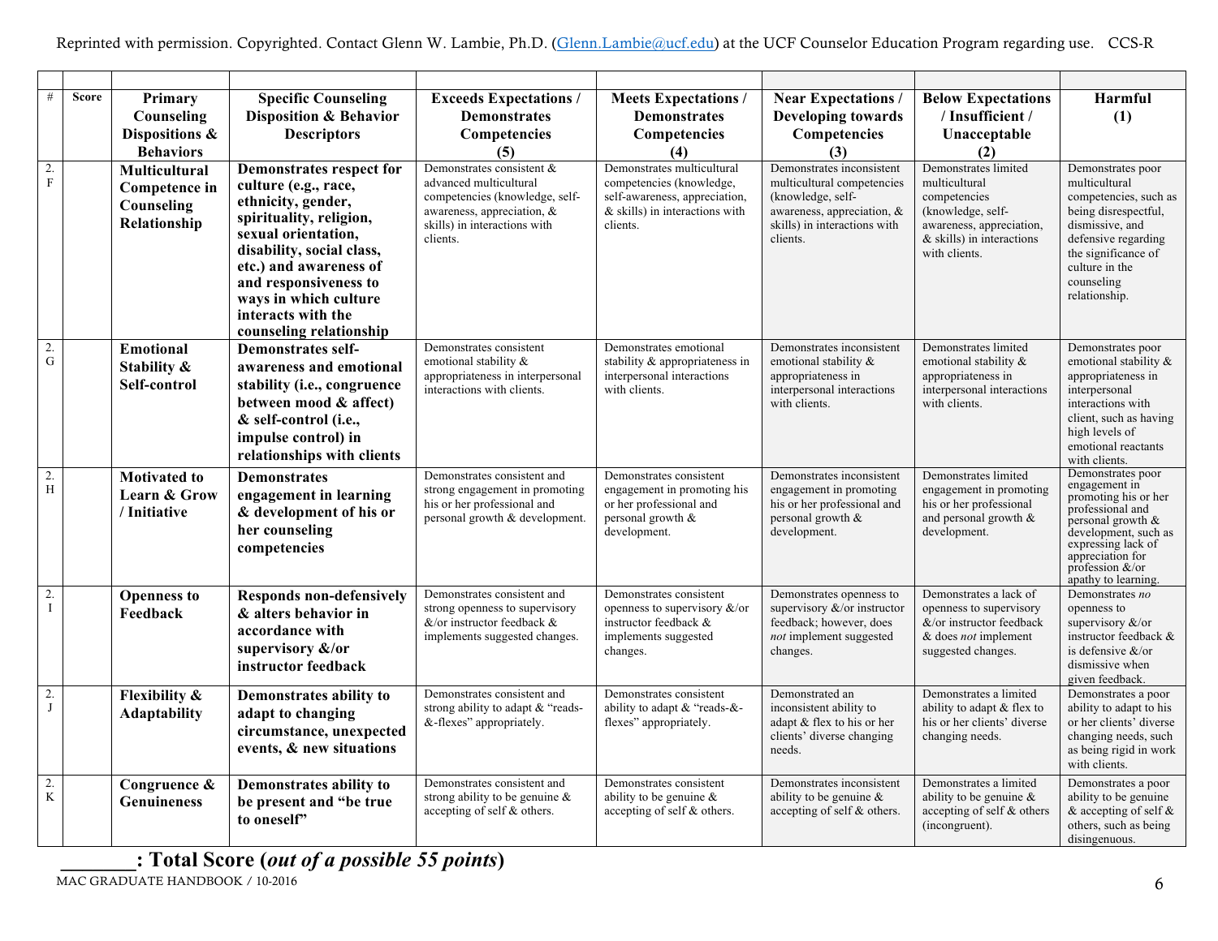Reprinted with permission. Copyrighted. Contact Glenn W. Lambie, Ph.D. (Glenn.Lambie@ucf.edu) at the UCF Counselor Education Program regarding use. CCS-R

| # | Score | Primary Counseling Dispositions & Behaviors | Specific Counseling Disposition & Behavior Descriptors | Exceeds Expectations / Demonstrates Competencies (5) | Meets Expectations / Demonstrates Competencies (4) | Near Expectations / Developing towards Competencies (3) | Below Expectations / Insufficient / Unacceptable (2) | Harmful (1) |
|---|---|---|---|---|---|---|---|---|
| 2.F | | **Multicultural Competence in Counseling Relationship** | **Demonstrates respect for culture (e.g., race, ethnicity, gender, spirituality, religion, sexual orientation, disability, social class, etc.) and awareness of and responsiveness to ways in which culture interacts with the counseling relationship** | Demonstrates consistent & advanced multicultural competencies (knowledge, self-awareness, appreciation, & skills) in interactions with clients. | Demonstrates multicultural competencies (knowledge, self-awareness, appreciation, & skills) in interactions with clients. | Demonstrates inconsistent multicultural competencies (knowledge, self-awareness, appreciation, & skills) in interactions with clients. | Demonstrates limited multicultural competencies (knowledge, self-awareness, appreciation, & skills) in interactions with clients. | Demonstrates poor multicultural competencies, such as being disrespectful, dismissive, and defensive regarding the significance of culture in the counseling relationship. |
| 2.G | | **Emotional Stability & Self-control** | **Demonstrates self-awareness and emotional stability (i.e., congruence between mood & affect) & self-control (i.e., impulse control) in relationships with clients** | Demonstrates consistent emotional stability & appropriateness in interpersonal interactions with clients. | Demonstrates emotional stability & appropriateness in interpersonal interactions with clients. | Demonstrates inconsistent emotional stability & appropriateness in interpersonal interactions with clients. | Demonstrates limited emotional stability & appropriateness in interpersonal interactions with clients. | Demonstrates poor emotional stability & appropriateness in interpersonal interactions with client, such as having high levels of emotional reactants with clients. |
| 2.H | | **Motivated to Learn & Grow / Initiative** | **Demonstrates engagement in learning & development of his or her counseling competencies** | Demonstrates consistent and strong engagement in promoting his or her professional and personal growth & development. | Demonstrates consistent engagement in promoting his or her professional and personal growth & development. | Demonstrates inconsistent engagement in promoting his or her professional and personal growth & development. | Demonstrates limited engagement in promoting his or her professional and personal growth & development. | Demonstrates poor engagement in promoting his or her professional and personal growth & development, such as expressing lack of appreciation for profession &/or apathy to learning. |
| 2.I | | **Openness to Feedback** | **Responds non-defensively & alters behavior in accordance with supervisory &/or instructor feedback** | Demonstrates consistent and strong openness to supervisory &/or instructor feedback & implements suggested changes. | Demonstrates consistent openness to supervisory &/or instructor feedback & implements suggested changes. | Demonstrates openness to supervisory &/or instructor feedback; however, does *not* implement suggested changes. | Demonstrates a lack of openness to supervisory &/or instructor feedback & does *not* implement suggested changes. | Demonstrates *no* openness to supervisory &/or instructor feedback & is defensive &/or dismissive when given feedback. |
| 2.J | | **Flexibility & Adaptability** | **Demonstrates ability to adapt to changing circumstance, unexpected events, & new situations** | Demonstrates consistent and strong ability to adapt & "reads-&-flexes" appropriately. | Demonstrates consistent ability to adapt & "reads-&-flexes" appropriately. | Demonstrated an inconsistent ability to adapt & flex to his or her clients' diverse changing needs. | Demonstrates a limited ability to adapt & flex to his or her clients' diverse changing needs. | Demonstrates a poor ability to adapt to his or her clients' diverse changing needs, such as being rigid in work with clients. |
| 2.K | | **Congruence & Genuineness** | **Demonstrates ability to be present and "be true to oneself"** | Demonstrates consistent and strong ability to be genuine & accepting of self & others. | Demonstrates consistent ability to be genuine & accepting of self & others. | Demonstrates inconsistent ability to be genuine & accepting of self & others. | Demonstrates a limited ability to be genuine & accepting of self & others (incongruent). | Demonstrates a poor ability to be genuine & accepting of self & others, such as being disingenuous. |

**_______: Total Score (*out of a possible 55 points*)**

MAC GRADUATE HANDBOOK / 10-2016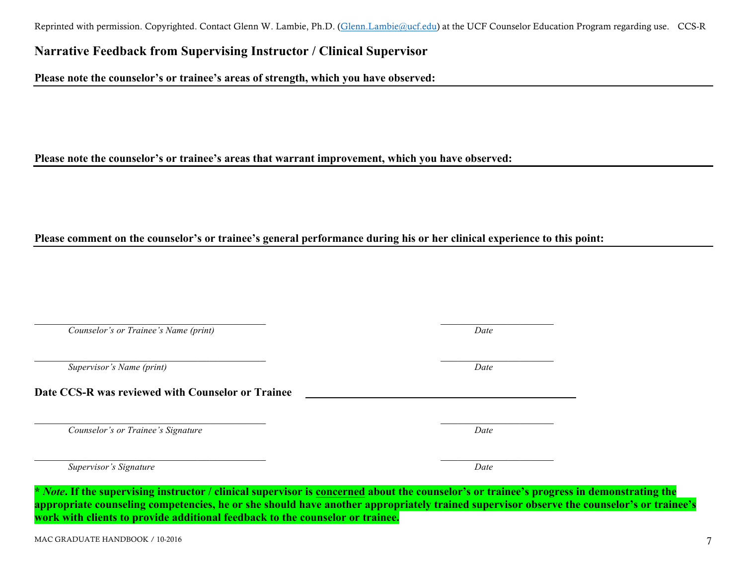Reprinted with permission. Copyrighted. Contact Glenn W. Lambie, Ph.D. (Glenn.Lambie@ucf.edu) at the UCF Counselor Education Program regarding use. CCS-R

## Narrative Feedback from Supervising Instructor / Clinical Supervisor

**Please note the counselor's or trainee's areas of strength, which you have observed:**

**Please note the counselor's or trainee's areas that warrant improvement, which you have observed:**

**Please comment on the counselor's or trainee's general performance during his or her clinical experience to this point:**

_______________________________________ _______________
*Counselor's or Trainee's Name (print)* *Date*

_______________________________________ _______________
*Supervisor's Name (print)* *Date*

**Date CCS-R was reviewed with Counselor or Trainee** _______________________________

_______________________________________ _______________
*Counselor's or Trainee's Signature* *Date*

_______________________________________ _______________
*Supervisor's Signature* *Date*

**\* *Note*. If the supervising instructor / clinical supervisor is <u>concerned</u> about the counselor's or trainee's progress in demonstrating the appropriate counseling competencies, he or she should have another appropriately trained supervisor observe the counselor's or trainee's work with clients to provide additional feedback to the counselor or trainee.**

MAC GRADUATE HANDBOOK / 10-2016